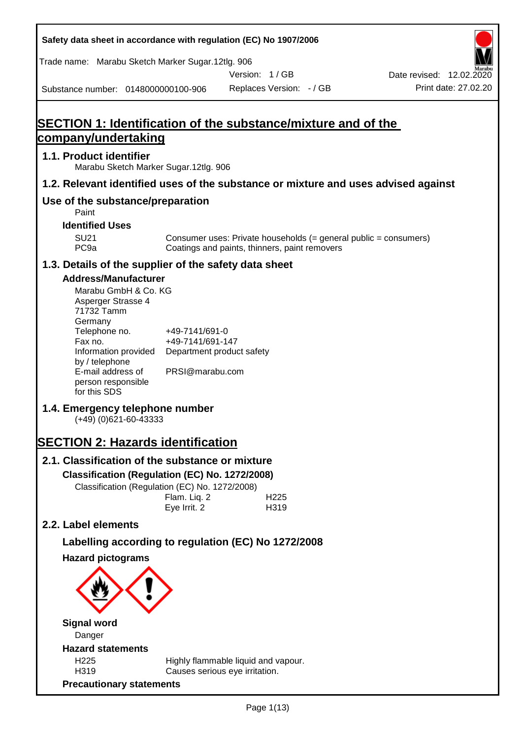Safety data sheet in accordance with regulation (EC) No 1907/2006

Trade name: Marabu Sketch Marker Sugar.12tlg. 906

Version: 1 / GB

Date revised: 12.02.2020

Substance number: 0148000000100-906

Replaces Version: - / GB

Print date: 27.02.20

# SECTION 1: Identification of the substance/mixture and of the company/undertaking

## 1.1. Product identifier

Marabu Sketch Marker Sugar.12tlg. 906

## 1.2. Relevant identified uses of the substance or mixture and uses advised against

## Use of the substance/preparation

Paint

### Identified Uses

| | |
|---|---|
| SU21 | Consumer uses: Private households (= general public = consumers) |
| PC9a | Coatings and paints, thinners, paint removers |

## 1.3. Details of the supplier of the safety data sheet

### Address/Manufacturer

Marabu GmbH & Co. KG
Asperger Strasse 4
71732 Tamm
Germany

| | |
|---|---|
| Telephone no. | +49-7141/691-0 |
| Fax no. | +49-7141/691-147 |
| Information provided by / telephone | Department product safety |
| E-mail address of person responsible for this SDS | PRSI@marabu.com |

## 1.4. Emergency telephone number

(+49) (0)621-60-43333

# SECTION 2: Hazards identification

## 2.1. Classification of the substance or mixture

### Classification (Regulation (EC) No. 1272/2008)

Classification (Regulation (EC) No. 1272/2008)

| | |
|---|---|
| Flam. Liq. 2 | H225 |
| Eye Irrit. 2 | H319 |

## 2.2. Label elements

### Labelling according to regulation (EC) No 1272/2008

### Hazard pictograms

### Signal word

Danger

### Hazard statements

| | |
|---|---|
| H225 | Highly flammable liquid and vapour. |
| H319 | Causes serious eye irritation. |

### Precautionary statements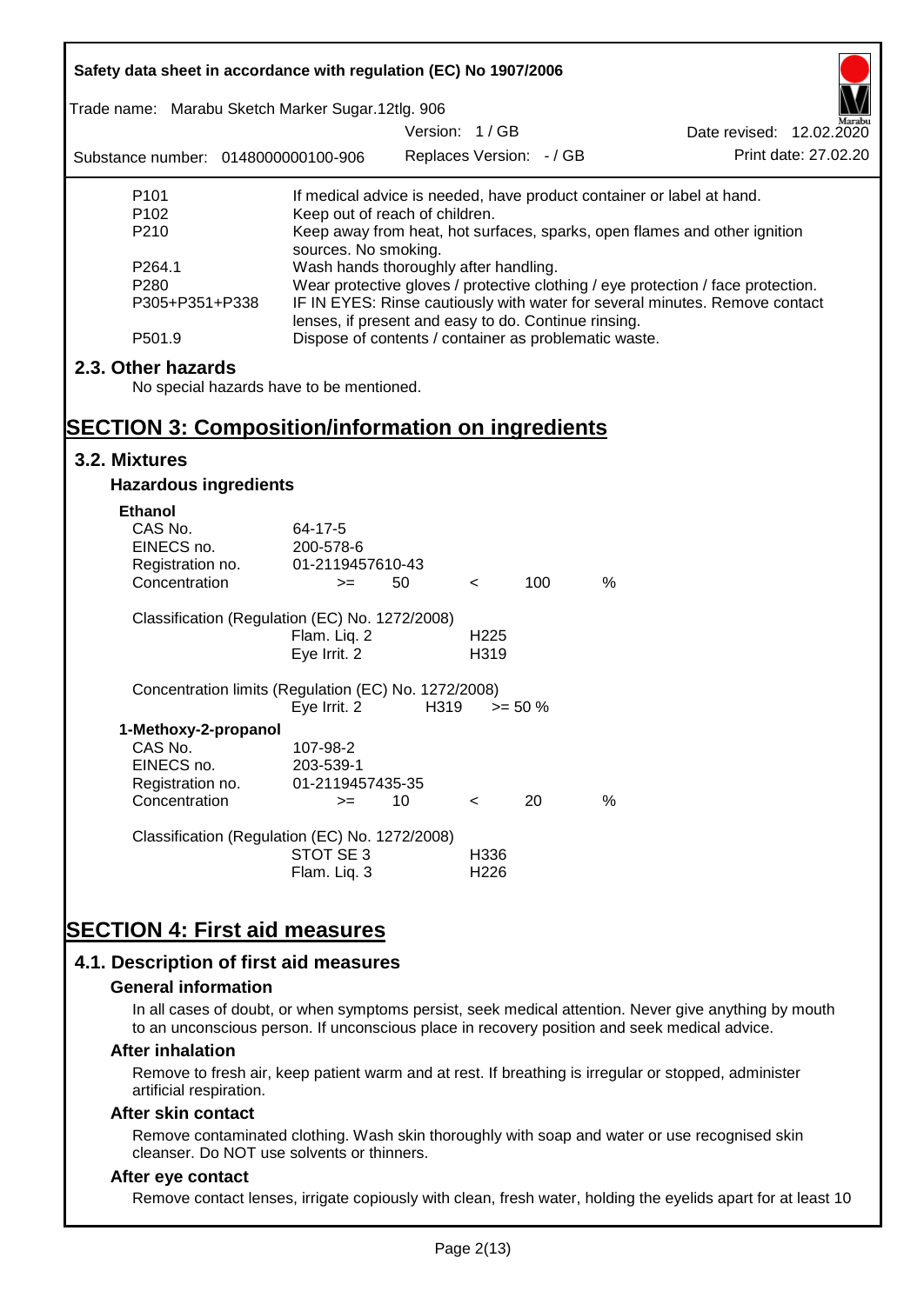| | |
|---|---|
| P101 | If medical advice is needed, have product container or label at hand. |
| P102 | Keep out of reach of children. |
| P210 | Keep away from heat, hot surfaces, sparks, open flames and other ignition sources. No smoking. |
| P264.1 | Wash hands thoroughly after handling. |
| P280 | Wear protective gloves / protective clothing / eye protection / face protection. |
| P305+P351+P338 | IF IN EYES: Rinse cautiously with water for several minutes. Remove contact lenses, if present and easy to do. Continue rinsing. |
| P501.9 | Dispose of contents / container as problematic waste. |

## 2.3. Other hazards

No special hazards have to be mentioned.

# SECTION 3: Composition/information on ingredients

## 3.2. Mixtures

### Hazardous ingredients

**Ethanol**

| | |
|---|---|
| CAS No. | 64-17-5 |
| EINECS no. | 200-578-6 |
| Registration no. | 01-2119457610-43 |
| Concentration | >= 50 < 100 % |

Classification (Regulation (EC) No. 1272/2008)

| | |
|---|---|
| Flam. Liq. 2 | H225 |
| Eye Irrit. 2 | H319 |

Concentration limits (Regulation (EC) No. 1272/2008)

| | | |
|---|---|---|
| Eye Irrit. 2 | H319 | >= 50 % |

**1-Methoxy-2-propanol**

| | |
|---|---|
| CAS No. | 107-98-2 |
| EINECS no. | 203-539-1 |
| Registration no. | 01-2119457435-35 |
| Concentration | >= 10 < 20 % |

Classification (Regulation (EC) No. 1272/2008)

| | |
|---|---|
| STOT SE 3 | H336 |
| Flam. Liq. 3 | H226 |

# SECTION 4: First aid measures

## 4.1. Description of first aid measures

### General information

In all cases of doubt, or when symptoms persist, seek medical attention. Never give anything by mouth to an unconscious person. If unconscious place in recovery position and seek medical advice.

### After inhalation

Remove to fresh air, keep patient warm and at rest. If breathing is irregular or stopped, administer artificial respiration.

### After skin contact

Remove contaminated clothing. Wash skin thoroughly with soap and water or use recognised skin cleanser. Do NOT use solvents or thinners.

### After eye contact

Remove contact lenses, irrigate copiously with clean, fresh water, holding the eyelids apart for at least 10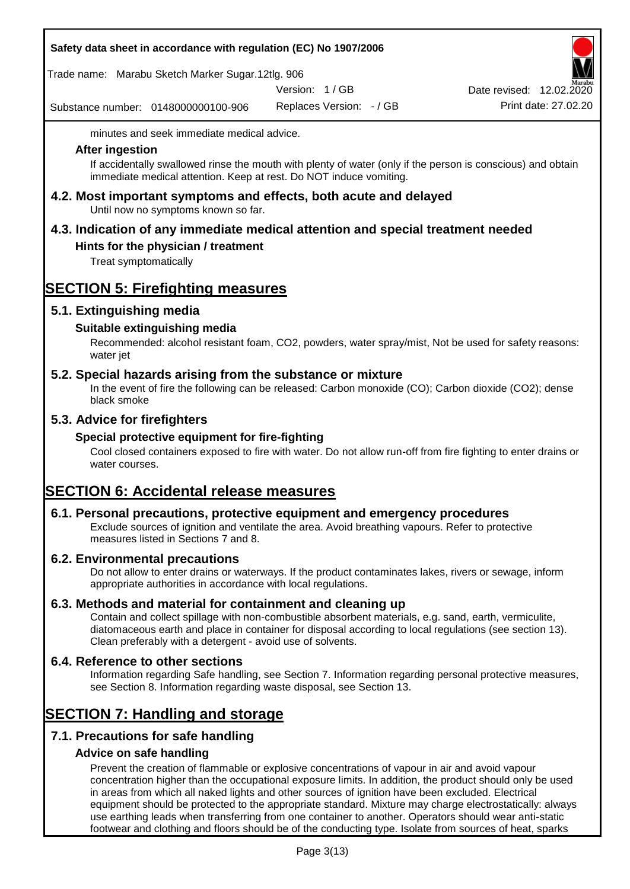minutes and seek immediate medical advice.

### After ingestion

If accidentally swallowed rinse the mouth with plenty of water (only if the person is conscious) and obtain immediate medical attention. Keep at rest. Do NOT induce vomiting.

## 4.2. Most important symptoms and effects, both acute and delayed

Until now no symptoms known so far.

## 4.3. Indication of any immediate medical attention and special treatment needed

### Hints for the physician / treatment

Treat symptomatically

# SECTION 5: Firefighting measures

## 5.1. Extinguishing media

### Suitable extinguishing media

Recommended: alcohol resistant foam, $CO_2$, powders, water spray/mist, Not be used for safety reasons: water jet

## 5.2. Special hazards arising from the substance or mixture

In the event of fire the following can be released: Carbon monoxide (CO); Carbon dioxide ($CO_2$); dense black smoke

## 5.3. Advice for firefighters

### Special protective equipment for fire-fighting

Cool closed containers exposed to fire with water. Do not allow run-off from fire fighting to enter drains or water courses.

# SECTION 6: Accidental release measures

## 6.1. Personal precautions, protective equipment and emergency procedures

Exclude sources of ignition and ventilate the area. Avoid breathing vapours. Refer to protective measures listed in Sections 7 and 8.

## 6.2. Environmental precautions

Do not allow to enter drains or waterways. If the product contaminates lakes, rivers or sewage, inform appropriate authorities in accordance with local regulations.

## 6.3. Methods and material for containment and cleaning up

Contain and collect spillage with non-combustible absorbent materials, e.g. sand, earth, vermiculite, diatomaceous earth and place in container for disposal according to local regulations (see section 13). Clean preferably with a detergent - avoid use of solvents.

## 6.4. Reference to other sections

Information regarding Safe handling, see Section 7. Information regarding personal protective measures, see Section 8. Information regarding waste disposal, see Section 13.

# SECTION 7: Handling and storage

## 7.1. Precautions for safe handling

### Advice on safe handling

Prevent the creation of flammable or explosive concentrations of vapour in air and avoid vapour concentration higher than the occupational exposure limits. In addition, the product should only be used in areas from which all naked lights and other sources of ignition have been excluded. Electrical equipment should be protected to the appropriate standard. Mixture may charge electrostatically: always use earthing leads when transferring from one container to another. Operators should wear anti-static footwear and clothing and floors should be of the conducting type. Isolate from sources of heat, sparks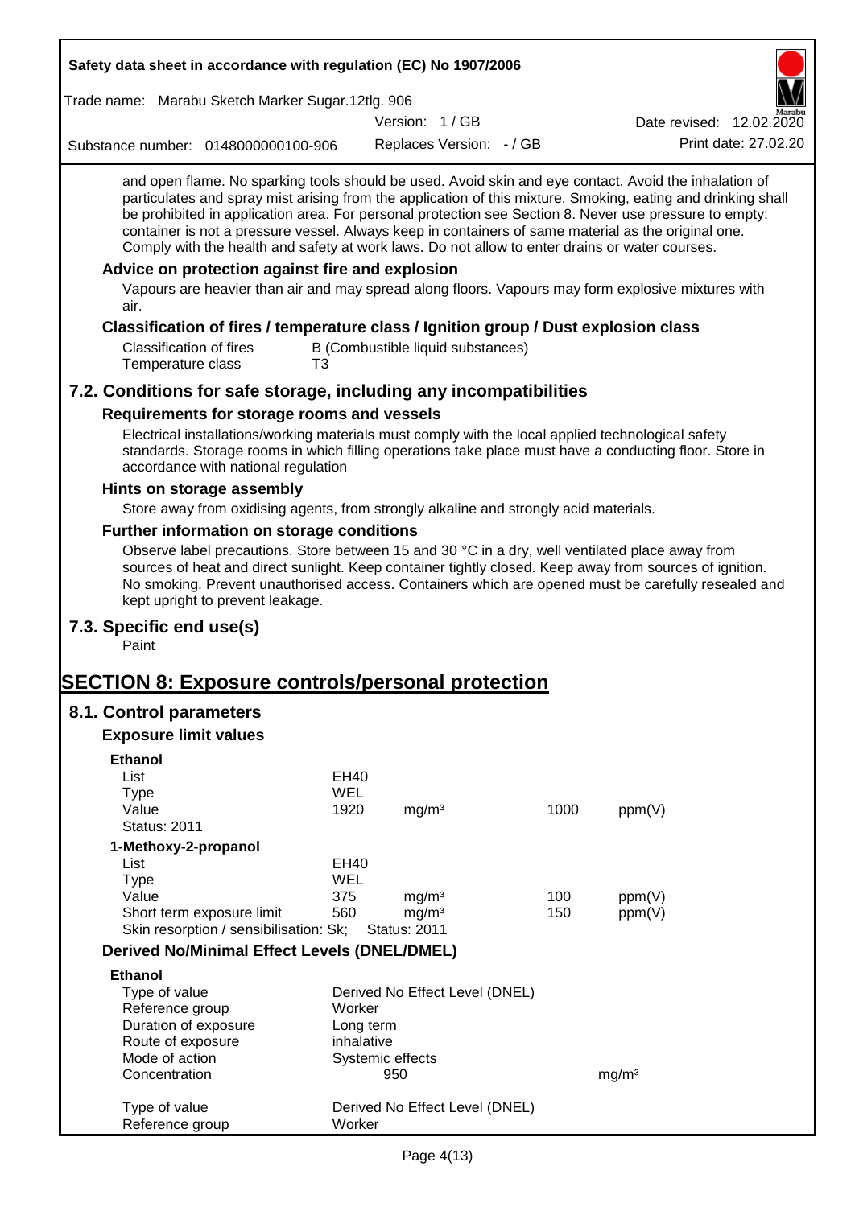and open flame. No sparking tools should be used. Avoid skin and eye contact. Avoid the inhalation of particulates and spray mist arising from the application of this mixture. Smoking, eating and drinking shall be prohibited in application area. For personal protection see Section 8. Never use pressure to empty: container is not a pressure vessel. Always keep in containers of same material as the original one. Comply with the health and safety at work laws. Do not allow to enter drains or water courses.

### Advice on protection against fire and explosion

Vapours are heavier than air and may spread along floors. Vapours may form explosive mixtures with air.

### Classification of fires / temperature class / Ignition group / Dust explosion class

| | |
|---|---|
| Classification of fires | B (Combustible liquid substances) |
| Temperature class | T3 |

## 7.2. Conditions for safe storage, including any incompatibilities

### Requirements for storage rooms and vessels

Electrical installations/working materials must comply with the local applied technological safety standards. Storage rooms in which filling operations take place must have a conducting floor. Store in accordance with national regulation

### Hints on storage assembly

Store away from oxidising agents, from strongly alkaline and strongly acid materials.

### Further information on storage conditions

Observe label precautions. Store between 15 and 30 °C in a dry, well ventilated place away from sources of heat and direct sunlight. Keep container tightly closed. Keep away from sources of ignition. No smoking. Prevent unauthorised access. Containers which are opened must be carefully resealed and kept upright to prevent leakage.

## 7.3. Specific end use(s)

Paint

# SECTION 8: Exposure controls/personal protection

## 8.1. Control parameters

### Exposure limit values

**Ethanol**

| | | | | |
|---|---|---|---|---|
| List | EH40 | | | |
| Type | WEL | | | |
| Value | 1920 | mg/m³ | 1000 | ppm(V) |
| Status: 2011 | | | | |

**1-Methoxy-2-propanol**

| | | | | |
|---|---|---|---|---|
| List | EH40 | | | |
| Type | WEL | | | |
| Value | 375 | mg/m³ | 100 | ppm(V) |
| Short term exposure limit | 560 | mg/m³ | 150 | ppm(V) |
| Skin resorption / sensibilisation: Sk; | Status: 2011 | | | |

### Derived No/Minimal Effect Levels (DNEL/DMEL)

**Ethanol**

| | | |
|---|---|---|
| Type of value | Derived No Effect Level (DNEL) | |
| Reference group | Worker | |
| Duration of exposure | Long term | |
| Route of exposure | inhalative | |
| Mode of action | Systemic effects | |
| Concentration | 950 | mg/m³ |

| | |
|---|---|
| Type of value | Derived No Effect Level (DNEL) |
| Reference group | Worker |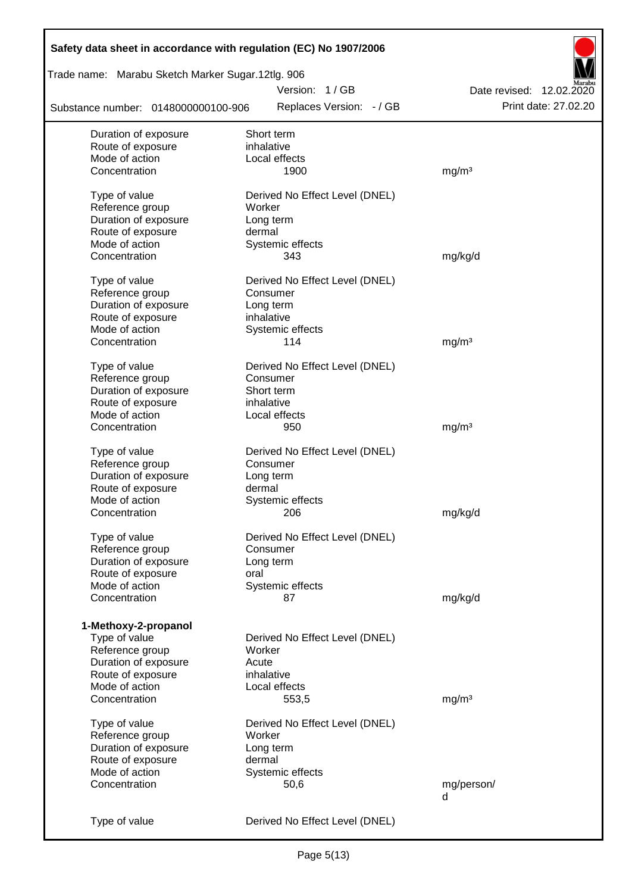| | | |
|---|---|---|
| Duration of exposure | Short term | |
| Route of exposure | inhalative | |
| Mode of action | Local effects | |
| Concentration | 1900 | mg/m³ |
| | | |
| Type of value | Derived No Effect Level (DNEL) | |
| Reference group | Worker | |
| Duration of exposure | Long term | |
| Route of exposure | dermal | |
| Mode of action | Systemic effects | |
| Concentration | 343 | mg/kg/d |
| | | |
| Type of value | Derived No Effect Level (DNEL) | |
| Reference group | Consumer | |
| Duration of exposure | Long term | |
| Route of exposure | inhalative | |
| Mode of action | Systemic effects | |
| Concentration | 114 | mg/m³ |
| | | |
| Type of value | Derived No Effect Level (DNEL) | |
| Reference group | Consumer | |
| Duration of exposure | Short term | |
| Route of exposure | inhalative | |
| Mode of action | Local effects | |
| Concentration | 950 | mg/m³ |
| | | |
| Type of value | Derived No Effect Level (DNEL) | |
| Reference group | Consumer | |
| Duration of exposure | Long term | |
| Route of exposure | dermal | |
| Mode of action | Systemic effects | |
| Concentration | 206 | mg/kg/d |
| | | |
| Type of value | Derived No Effect Level (DNEL) | |
| Reference group | Consumer | |
| Duration of exposure | Long term | |
| Route of exposure | oral | |
| Mode of action | Systemic effects | |
| Concentration | 87 | mg/kg/d |

**1-Methoxy-2-propanol**

| | | |
|---|---|---|
| Type of value | Derived No Effect Level (DNEL) | |
| Reference group | Worker | |
| Duration of exposure | Acute | |
| Route of exposure | inhalative | |
| Mode of action | Local effects | |
| Concentration | 553,5 | mg/m³ |
| | | |
| Type of value | Derived No Effect Level (DNEL) | |
| Reference group | Worker | |
| Duration of exposure | Long term | |
| Route of exposure | dermal | |
| Mode of action | Systemic effects | |
| Concentration | 50,6 | mg/person/d |
| | | |
| Type of value | Derived No Effect Level (DNEL) | |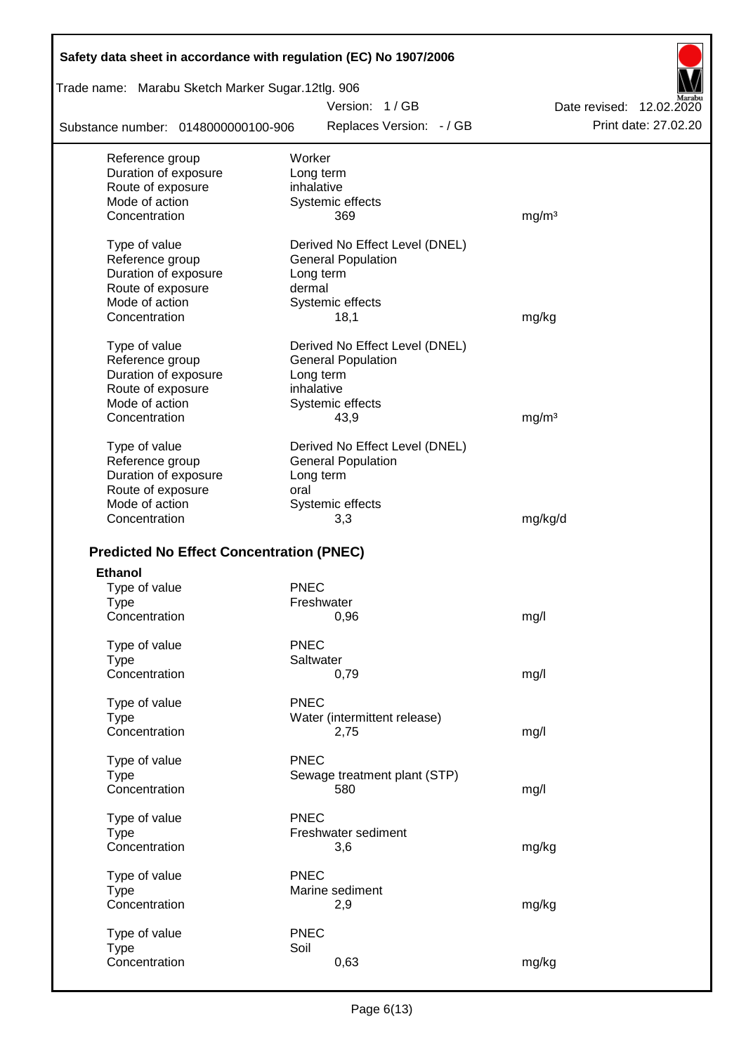| | | |
|---|---|---|
| Reference group | Worker | |
| Duration of exposure | Long term | |
| Route of exposure | inhalative | |
| Mode of action | Systemic effects | |
| Concentration | 369 | mg/m³ |
| | | |
| Type of value | Derived No Effect Level (DNEL) | |
| Reference group | General Population | |
| Duration of exposure | Long term | |
| Route of exposure | dermal | |
| Mode of action | Systemic effects | |
| Concentration | 18,1 | mg/kg |
| | | |
| Type of value | Derived No Effect Level (DNEL) | |
| Reference group | General Population | |
| Duration of exposure | Long term | |
| Route of exposure | inhalative | |
| Mode of action | Systemic effects | |
| Concentration | 43,9 | mg/m³ |
| | | |
| Type of value | Derived No Effect Level (DNEL) | |
| Reference group | General Population | |
| Duration of exposure | Long term | |
| Route of exposure | oral | |
| Mode of action | Systemic effects | |
| Concentration | 3,3 | mg/kg/d |

## Predicted No Effect Concentration (PNEC)

**Ethanol**

| | | |
|---|---|---|
| Type of value | PNEC | |
| Type | Freshwater | |
| Concentration | 0,96 | mg/l |
| | | |
| Type of value | PNEC | |
| Type | Saltwater | |
| Concentration | 0,79 | mg/l |
| | | |
| Type of value | PNEC | |
| Type | Water (intermittent release) | |
| Concentration | 2,75 | mg/l |
| | | |
| Type of value | PNEC | |
| Type | Sewage treatment plant (STP) | |
| Concentration | 580 | mg/l |
| | | |
| Type of value | PNEC | |
| Type | Freshwater sediment | |
| Concentration | 3,6 | mg/kg |
| | | |
| Type of value | PNEC | |
| Type | Marine sediment | |
| Concentration | 2,9 | mg/kg |
| | | |
| Type of value | PNEC | |
| Type | Soil | |
| Concentration | 0,63 | mg/kg |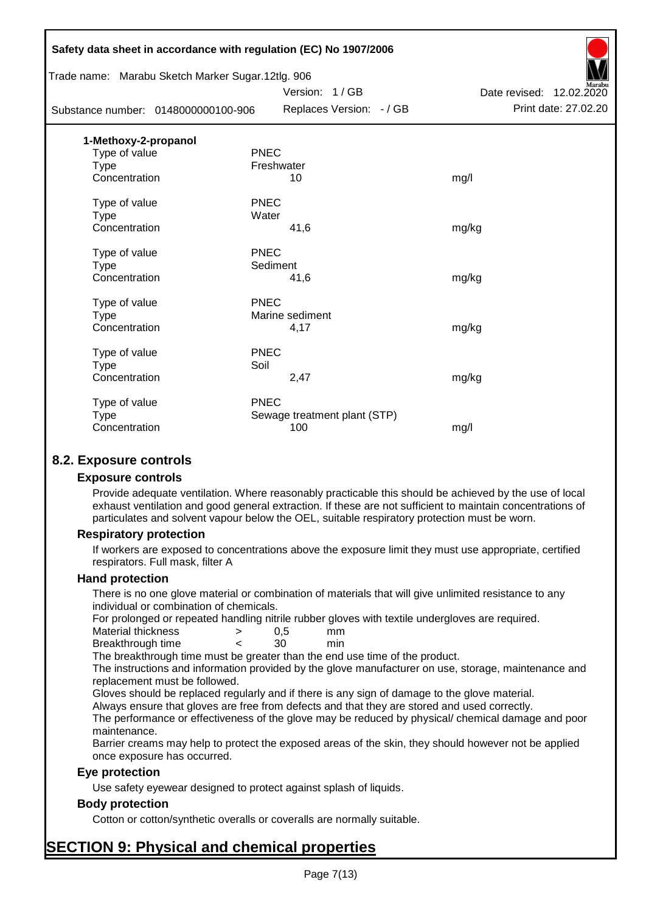**1-Methoxy-2-propanol**

| | | |
|---|---|---|
| Type of value | PNEC | |
| Type | Freshwater | |
| Concentration | 10 | mg/l |
| | | |
| Type of value | PNEC | |
| Type | Water | |
| Concentration | 41,6 | mg/kg |
| | | |
| Type of value | PNEC | |
| Type | Sediment | |
| Concentration | 41,6 | mg/kg |
| | | |
| Type of value | PNEC | |
| Type | Marine sediment | |
| Concentration | 4,17 | mg/kg |
| | | |
| Type of value | PNEC | |
| Type | Soil | |
| Concentration | 2,47 | mg/kg |
| | | |
| Type of value | PNEC | |
| Type | Sewage treatment plant (STP) | |
| Concentration | 100 | mg/l |

## 8.2. Exposure controls

### Exposure controls

Provide adequate ventilation. Where reasonably practicable this should be achieved by the use of local exhaust ventilation and good general extraction. If these are not sufficient to maintain concentrations of particulates and solvent vapour below the OEL, suitable respiratory protection must be worn.

### Respiratory protection

If workers are exposed to concentrations above the exposure limit they must use appropriate, certified respirators. Full mask, filter A

### Hand protection

There is no one glove material or combination of materials that will give unlimited resistance to any individual or combination of chemicals.

For prolonged or repeated handling nitrile rubber gloves with textile undergloves are required.

| | | | |
|---|---|---|---|
| Material thickness | > | 0,5 | mm |
| Breakthrough time | < | 30 | min |

The breakthrough time must be greater than the end use time of the product.

The instructions and information provided by the glove manufacturer on use, storage, maintenance and replacement must be followed.

Gloves should be replaced regularly and if there is any sign of damage to the glove material.

Always ensure that gloves are free from defects and that they are stored and used correctly.

The performance or effectiveness of the glove may be reduced by physical/ chemical damage and poor maintenance.

Barrier creams may help to protect the exposed areas of the skin, they should however not be applied once exposure has occurred.

### Eye protection

Use safety eyewear designed to protect against splash of liquids.

### Body protection

Cotton or cotton/synthetic overalls or coveralls are normally suitable.

# SECTION 9: Physical and chemical properties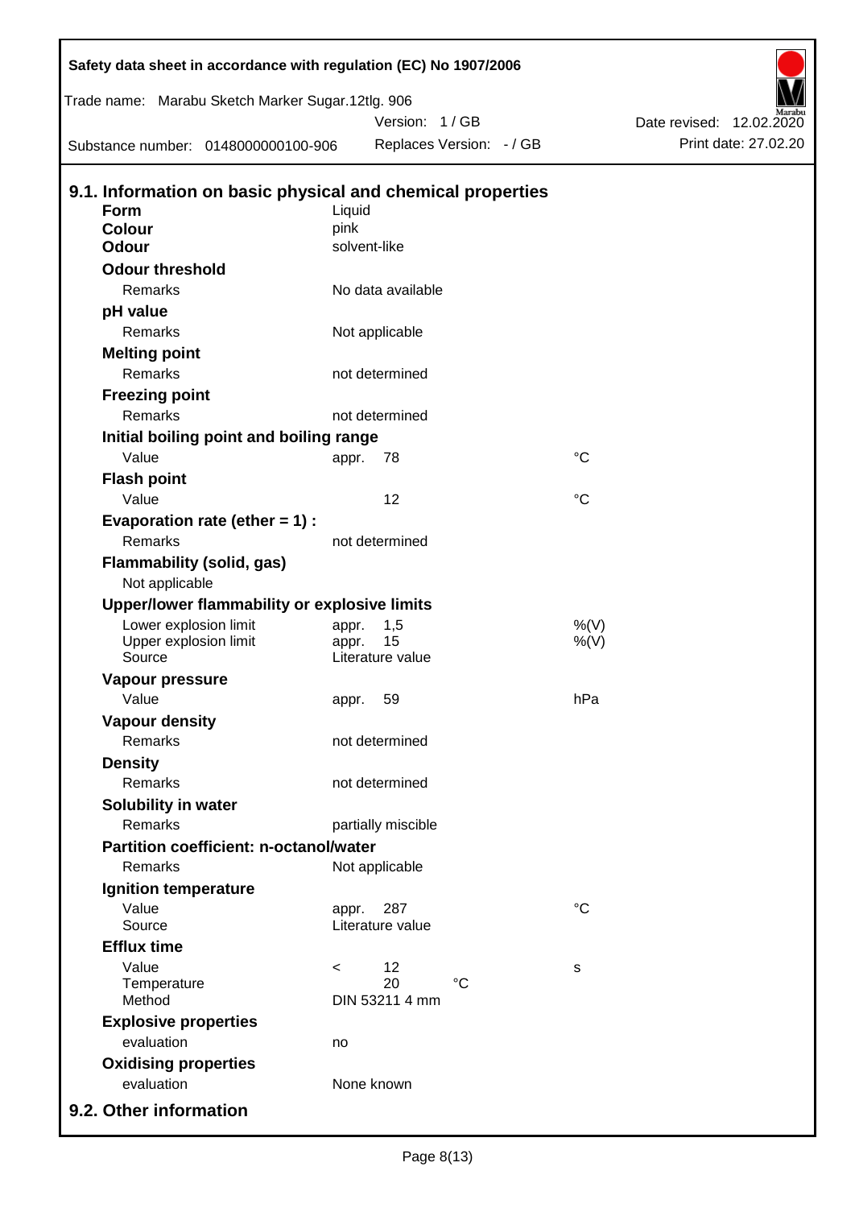Safety data sheet in accordance with regulation (EC) No 1907/2006

Trade name: Marabu Sketch Marker Sugar.12tlg. 906

Version: 1 / GB

Date revised: 12.02.2020

Substance number: 0148000000100-906

Replaces Version: - / GB

Print date: 27.02.20

## 9.1. Information on basic physical and chemical properties

| | | | |
|---|---|---|---|
| **Form** | Liquid | | |
| **Colour** | pink | | |
| **Odour** | solvent-like | | |
| **Odour threshold** | | | |
| Remarks | No data available | | |
| **pH value** | | | |
| Remarks | Not applicable | | |
| **Melting point** | | | |
| Remarks | not determined | | |
| **Freezing point** | | | |
| Remarks | not determined | | |
| **Initial boiling point and boiling range** | | | |
| Value | appr. | 78 | °C |
| **Flash point** | | | |
| Value | | 12 | °C |
| **Evaporation rate (ether = 1) :** | | | |
| Remarks | not determined | | |
| **Flammability (solid, gas)** | | | |
| Not applicable | | | |
| **Upper/lower flammability or explosive limits** | | | |
| Lower explosion limit | appr. | 1,5 | %(V) |
| Upper explosion limit | appr. | 15 | %(V) |
| Source | Literature value | | |
| **Vapour pressure** | | | |
| Value | appr. | 59 | hPa |
| **Vapour density** | | | |
| Remarks | not determined | | |
| **Density** | | | |
| Remarks | not determined | | |
| **Solubility in water** | | | |
| Remarks | partially miscible | | |
| **Partition coefficient: n-octanol/water** | | | |
| Remarks | Not applicable | | |
| **Ignition temperature** | | | |
| Value | appr. | 287 | °C |
| Source | Literature value | | |
| **Efflux time** | | | |
| Value | < | 12 | s |
| Temperature | | 20 °C | |
| Method | DIN 53211 4 mm | | |
| **Explosive properties** | | | |
| evaluation | no | | |
| **Oxidising properties** | | | |
| evaluation | None known | | |

## 9.2. Other information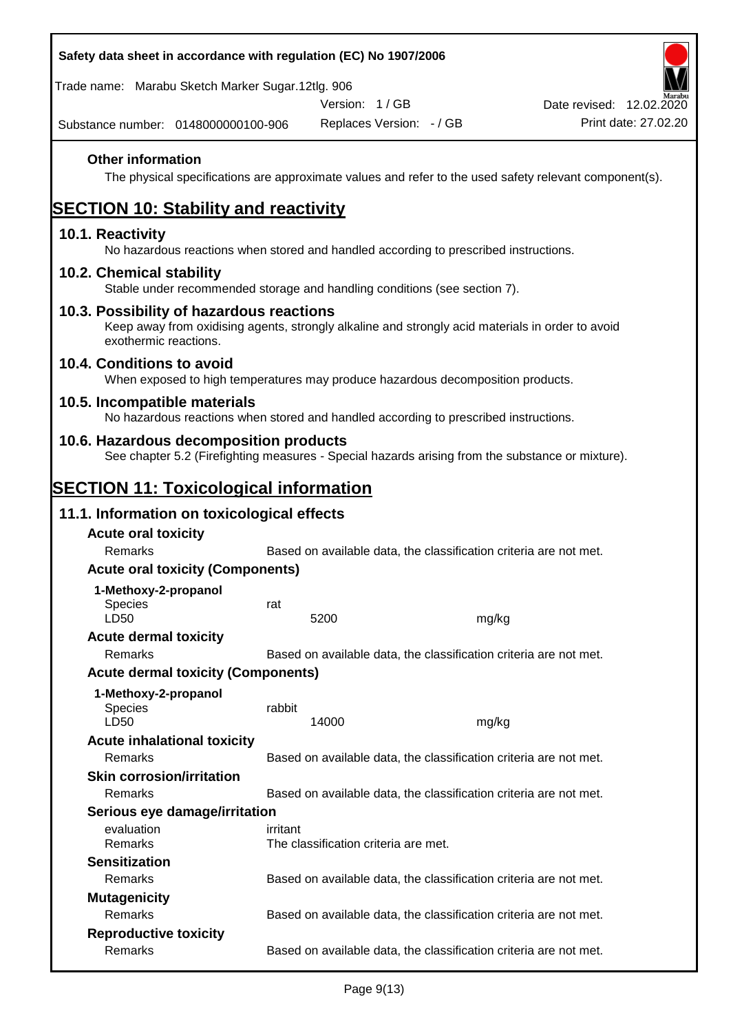### Other information

The physical specifications are approximate values and refer to the used safety relevant component(s).

## SECTION 10: Stability and reactivity

### 10.1. Reactivity

No hazardous reactions when stored and handled according to prescribed instructions.

### 10.2. Chemical stability

Stable under recommended storage and handling conditions (see section 7).

### 10.3. Possibility of hazardous reactions

Keep away from oxidising agents, strongly alkaline and strongly acid materials in order to avoid exothermic reactions.

### 10.4. Conditions to avoid

When exposed to high temperatures may produce hazardous decomposition products.

### 10.5. Incompatible materials

No hazardous reactions when stored and handled according to prescribed instructions.

### 10.6. Hazardous decomposition products

See chapter 5.2 (Firefighting measures - Special hazards arising from the substance or mixture).

## SECTION 11: Toxicological information

### 11.1. Information on toxicological effects

**Acute oral toxicity**

| | | |
|---|---|---|
| Remarks | Based on available data, the classification criteria are not met. | |

**Acute oral toxicity (Components)**

**1-Methoxy-2-propanol**

| | | |
|---|---|---|
| Species | rat | |
| LD50 | 5200 | mg/kg |

**Acute dermal toxicity**

| | |
|---|---|
| Remarks | Based on available data, the classification criteria are not met. |

**Acute dermal toxicity (Components)**

**1-Methoxy-2-propanol**

| | | |
|---|---|---|
| Species | rabbit | |
| LD50 | 14000 | mg/kg |

**Acute inhalational toxicity**

| | |
|---|---|
| Remarks | Based on available data, the classification criteria are not met. |

**Skin corrosion/irritation**

| | |
|---|---|
| Remarks | Based on available data, the classification criteria are not met. |

**Serious eye damage/irritation**

| | |
|---|---|
| evaluation | irritant |
| Remarks | The classification criteria are met. |

**Sensitization**

| | |
|---|---|
| Remarks | Based on available data, the classification criteria are not met. |

**Mutagenicity**

| | |
|---|---|
| Remarks | Based on available data, the classification criteria are not met. |

**Reproductive toxicity**

| | |
|---|---|
| Remarks | Based on available data, the classification criteria are not met. |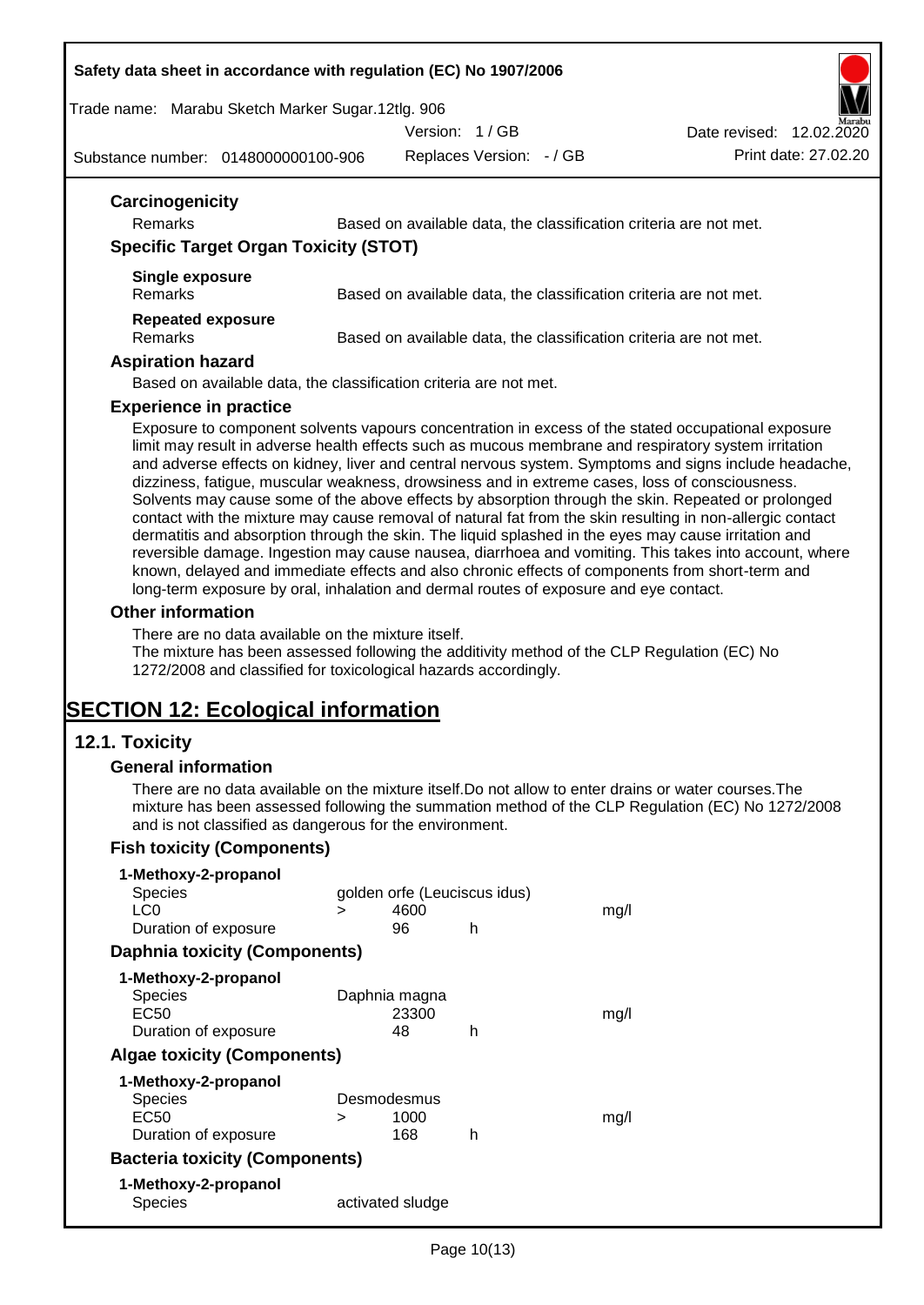### Carcinogenicity

| | |
|---|---|
| Remarks | Based on available data, the classification criteria are not met. |

### Specific Target Organ Toxicity (STOT)

**Single exposure**

| | |
|---|---|
| Remarks | Based on available data, the classification criteria are not met. |

**Repeated exposure**

| | |
|---|---|
| Remarks | Based on available data, the classification criteria are not met. |

### Aspiration hazard

Based on available data, the classification criteria are not met.

### Experience in practice

Exposure to component solvents vapours concentration in excess of the stated occupational exposure limit may result in adverse health effects such as mucous membrane and respiratory system irritation and adverse effects on kidney, liver and central nervous system. Symptoms and signs include headache, dizziness, fatigue, muscular weakness, drowsiness and in extreme cases, loss of consciousness. Solvents may cause some of the above effects by absorption through the skin. Repeated or prolonged contact with the mixture may cause removal of natural fat from the skin resulting in non-allergic contact dermatitis and absorption through the skin. The liquid splashed in the eyes may cause irritation and reversible damage. Ingestion may cause nausea, diarrhoea and vomiting. This takes into account, where known, delayed and immediate effects and also chronic effects of components from short-term and long-term exposure by oral, inhalation and dermal routes of exposure and eye contact.

### Other information

There are no data available on the mixture itself.
The mixture has been assessed following the additivity method of the CLP Regulation (EC) No 1272/2008 and classified for toxicological hazards accordingly.

# SECTION 12: Ecological information

## 12.1. Toxicity

### General information

There are no data available on the mixture itself.Do not allow to enter drains or water courses.The mixture has been assessed following the summation method of the CLP Regulation (EC) No 1272/2008 and is not classified as dangerous for the environment.

### Fish toxicity (Components)

**1-Methoxy-2-propanol**

| | | | | |
|---|---|---|---|---|
| Species | golden orfe (Leuciscus idus) | | | |
| LC0 | > | 4600 | | mg/l |
| Duration of exposure | | 96 | h | |

### Daphnia toxicity (Components)

**1-Methoxy-2-propanol**

| | | | | |
|---|---|---|---|---|
| Species | Daphnia magna | | | |
| EC50 | | 23300 | | mg/l |
| Duration of exposure | | 48 | h | |

### Algae toxicity (Components)

**1-Methoxy-2-propanol**

| | | | | |
|---|---|---|---|---|
| Species | Desmodesmus | | | |
| EC50 | > | 1000 | | mg/l |
| Duration of exposure | | 168 | h | |

### Bacteria toxicity (Components)

**1-Methoxy-2-propanol**

| | |
|---|---|
| Species | activated sludge |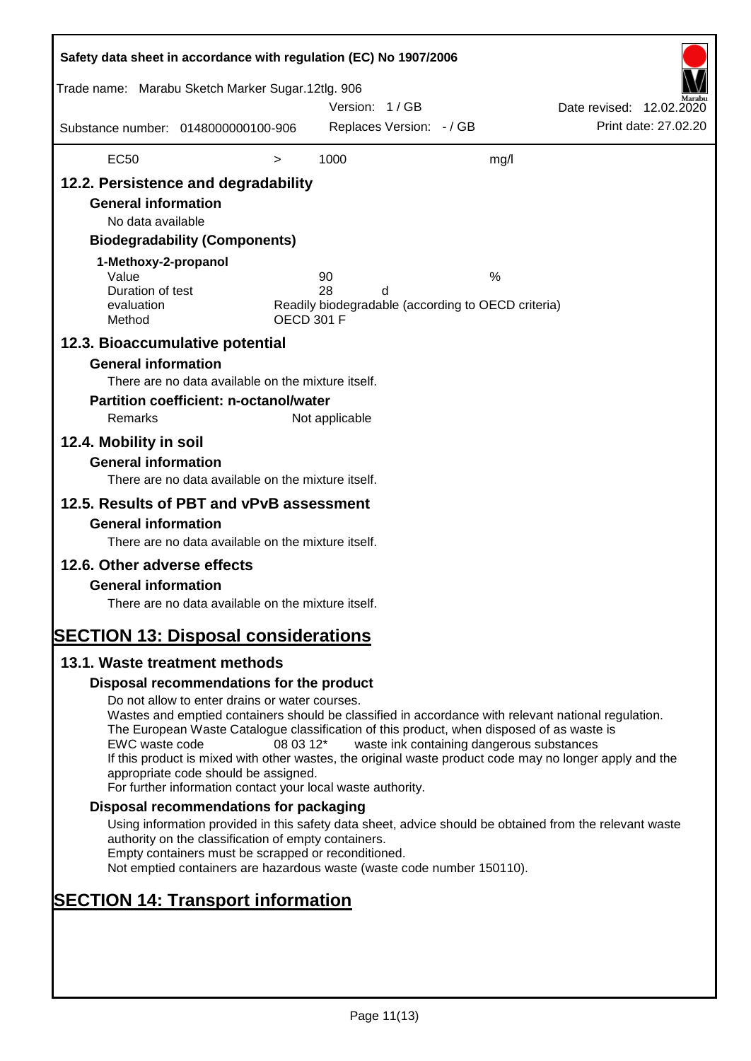| EC50 | > | 1000 | mg/l |
|---|---|---|---|

## 12.2. Persistence and degradability

### General information

No data available

### Biodegradability (Components)

**1-Methoxy-2-propanol**

| | | |
|---|---|---|
| Value | 90 | % |
| Duration of test | 28 d | |
| evaluation | Readily biodegradable (according to OECD criteria) | |
| Method | OECD 301 F | |

## 12.3. Bioaccumulative potential

### General information

There are no data available on the mixture itself.

### Partition coefficient: n-octanol/water

Remarks: Not applicable

## 12.4. Mobility in soil

### General information

There are no data available on the mixture itself.

## 12.5. Results of PBT and vPvB assessment

### General information

There are no data available on the mixture itself.

## 12.6. Other adverse effects

### General information

There are no data available on the mixture itself.

# SECTION 13: Disposal considerations

## 13.1. Waste treatment methods

### Disposal recommendations for the product

Do not allow to enter drains or water courses.
Wastes and emptied containers should be classified in accordance with relevant national regulation.
The European Waste Catalogue classification of this product, when disposed of as waste is
EWC waste code 08 03 12* waste ink containing dangerous substances
If this product is mixed with other wastes, the original waste product code may no longer apply and the appropriate code should be assigned.
For further information contact your local waste authority.

### Disposal recommendations for packaging

Using information provided in this safety data sheet, advice should be obtained from the relevant waste authority on the classification of empty containers.
Empty containers must be scrapped or reconditioned.
Not emptied containers are hazardous waste (waste code number 150110).

# SECTION 14: Transport information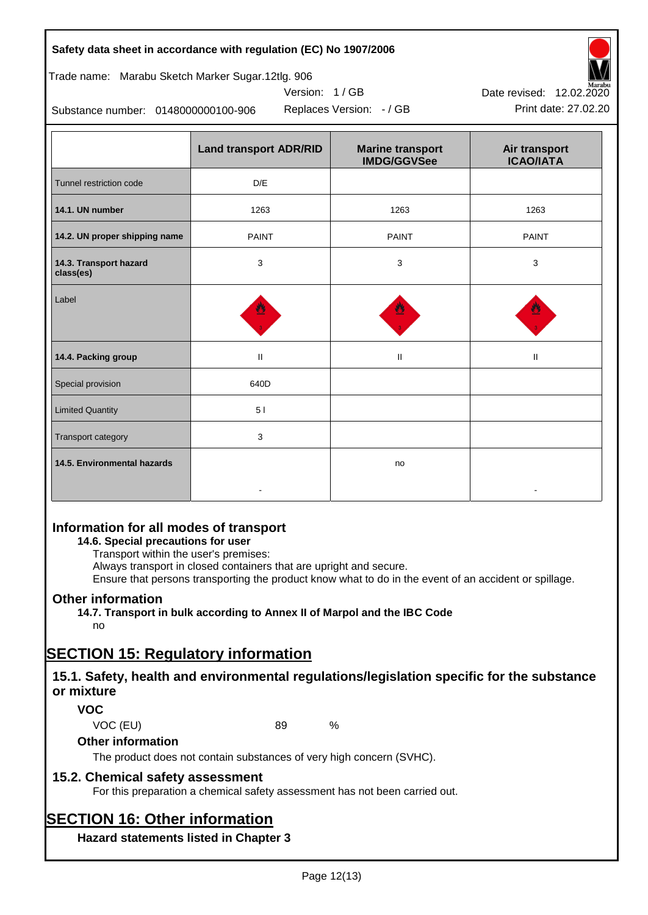| | Land transport ADR/RID | Marine transport IMDG/GGVSee | Air transport ICAO/IATA |
|---|---|---|---|
| Tunnel restriction code | D/E | | |
| **14.1. UN number** | 1263 | 1263 | 1263 |
| **14.2. UN proper shipping name** | PAINT | PAINT | PAINT |
| **14.3. Transport hazard class(es)** | 3 | 3 | 3 |
| Label | | | |
| **14.4. Packing group** | II | II | II |
| Special provision | 640D | | |
| Limited Quantity | 5 l | | |
| Transport category | 3 | | |
| **14.5. Environmental hazards** | - | no | - |

## Information for all modes of transport

**14.6. Special precautions for user**

Transport within the user's premises:
Always transport in closed containers that are upright and secure.
Ensure that persons transporting the product know what to do in the event of an accident or spillage.

## Other information

**14.7. Transport in bulk according to Annex II of Marpol and the IBC Code**

no

# SECTION 15: Regulatory information

## 15.1. Safety, health and environmental regulations/legislation specific for the substance or mixture

### VOC

VOC (EU) 89 %

### Other information

The product does not contain substances of very high concern (SVHC).

## 15.2. Chemical safety assessment

For this preparation a chemical safety assessment has not been carried out.

# SECTION 16: Other information

### Hazard statements listed in Chapter 3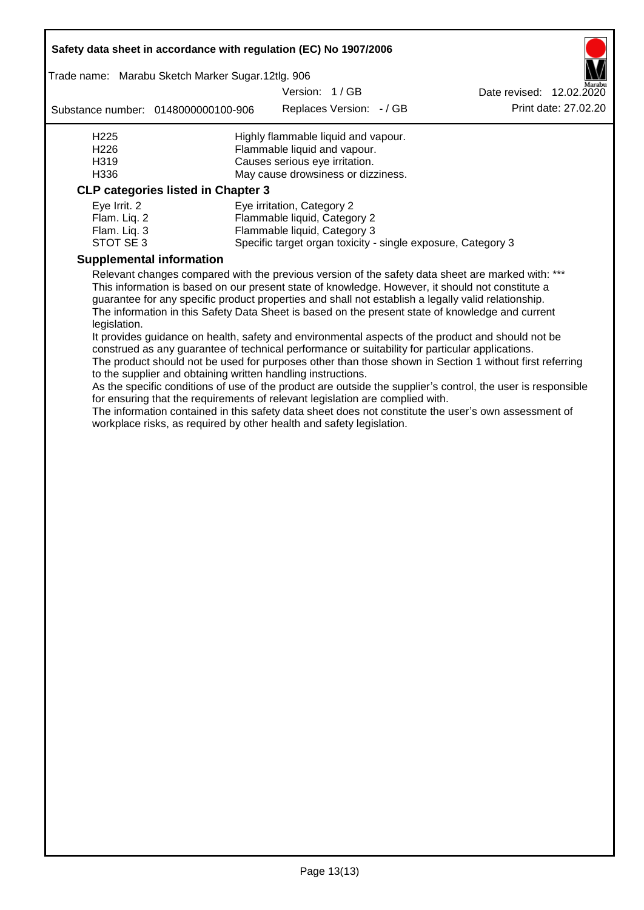| | |
|---|---|
| H225 | Highly flammable liquid and vapour. |
| H226 | Flammable liquid and vapour. |
| H319 | Causes serious eye irritation. |
| H336 | May cause drowsiness or dizziness. |

### CLP categories listed in Chapter 3

| | |
|---|---|
| Eye Irrit. 2 | Eye irritation, Category 2 |
| Flam. Liq. 2 | Flammable liquid, Category 2 |
| Flam. Liq. 3 | Flammable liquid, Category 3 |
| STOT SE 3 | Specific target organ toxicity - single exposure, Category 3 |

### Supplemental information

Relevant changes compared with the previous version of the safety data sheet are marked with: ***
This information is based on our present state of knowledge. However, it should not constitute a guarantee for any specific product properties and shall not establish a legally valid relationship.
The information in this Safety Data Sheet is based on the present state of knowledge and current legislation.
It provides guidance on health, safety and environmental aspects of the product and should not be construed as any guarantee of technical performance or suitability for particular applications.
The product should not be used for purposes other than those shown in Section 1 without first referring to the supplier and obtaining written handling instructions.
As the specific conditions of use of the product are outside the supplier's control, the user is responsible for ensuring that the requirements of relevant legislation are complied with.
The information contained in this safety data sheet does not constitute the user's own assessment of workplace risks, as required by other health and safety legislation.